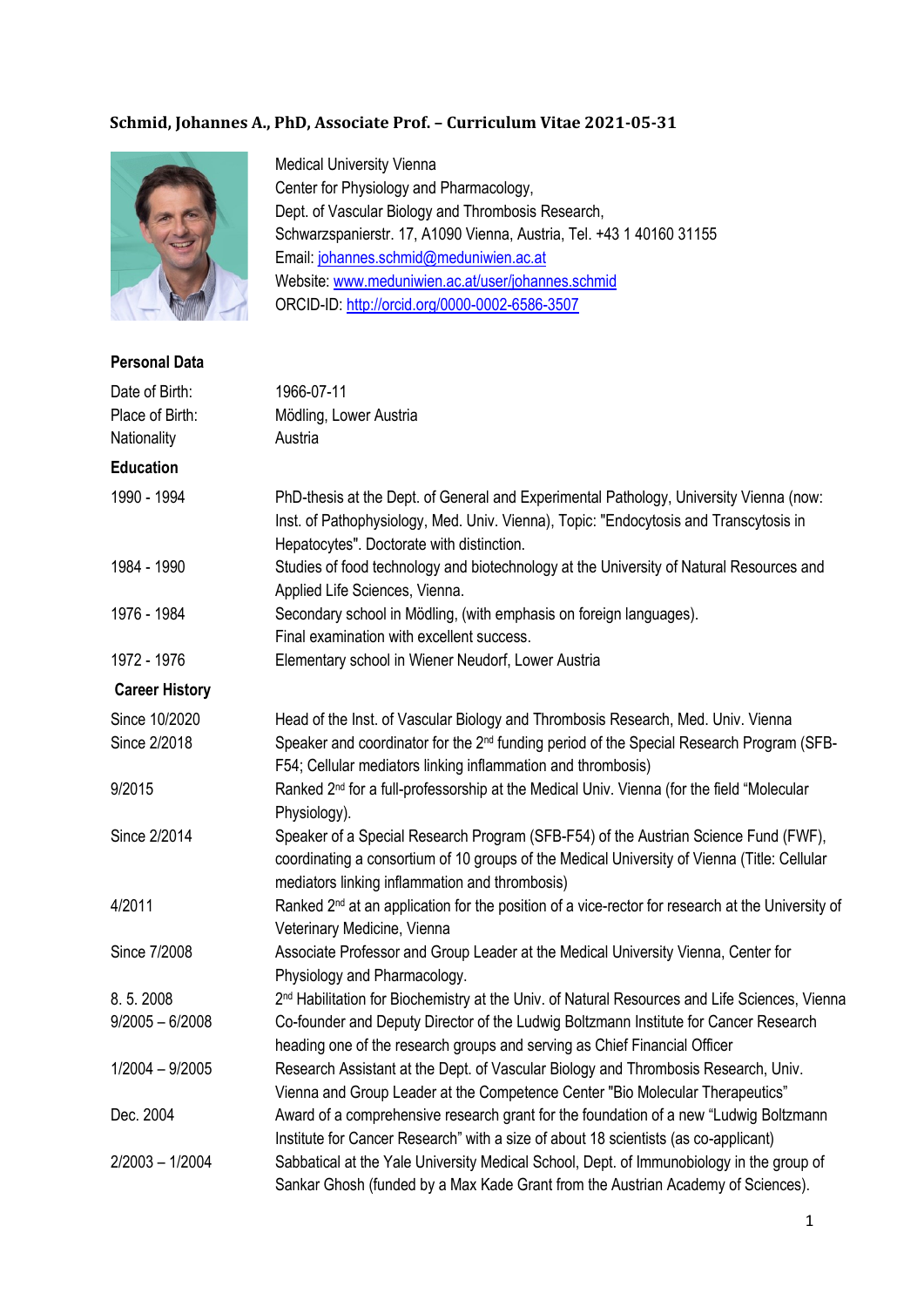# Schmid, Johannes A., PhD, Associate Prof. – Curriculum Vitae 2021-05-31

Medical University Vienna
Center for Physiology and Pharmacology,
Dept. of Vascular Biology and Thrombosis Research,
Schwarzspanierstr. 17, A1090 Vienna, Austria, Tel. +43 1 40160 31155
Email: johannes.schmid@meduniwien.ac.at
Website: www.meduniwien.ac.at/user/johannes.schmid
ORCID-ID: http://orcid.org/0000-0002-6586-3507

## Personal Data

| | |
|---|---|
| Date of Birth: | 1966-07-11 |
| Place of Birth: | Mödling, Lower Austria |
| Nationality | Austria |

## Education

| | |
|---|---|
| 1990 - 1994 | PhD-thesis at the Dept. of General and Experimental Pathology, University Vienna (now: Inst. of Pathophysiology, Med. Univ. Vienna), Topic: "Endocytosis and Transcytosis in Hepatocytes". Doctorate with distinction. |
| 1984 - 1990 | Studies of food technology and biotechnology at the University of Natural Resources and Applied Life Sciences, Vienna. |
| 1976 - 1984 | Secondary school in Mödling, (with emphasis on foreign languages). Final examination with excellent success. |
| 1972 - 1976 | Elementary school in Wiener Neudorf, Lower Austria |

## Career History

| | |
|---|---|
| Since 10/2020 | Head of the Inst. of Vascular Biology and Thrombosis Research, Med. Univ. Vienna |
| Since 2/2018 | Speaker and coordinator for the 2nd funding period of the Special Research Program (SFB-F54; Cellular mediators linking inflammation and thrombosis) |
| 9/2015 | Ranked 2nd for a full-professorship at the Medical Univ. Vienna (for the field "Molecular Physiology). |
| Since 2/2014 | Speaker of a Special Research Program (SFB-F54) of the Austrian Science Fund (FWF), coordinating a consortium of 10 groups of the Medical University of Vienna (Title: Cellular mediators linking inflammation and thrombosis) |
| 4/2011 | Ranked 2nd at an application for the position of a vice-rector for research at the University of Veterinary Medicine, Vienna |
| Since 7/2008 | Associate Professor and Group Leader at the Medical University Vienna, Center for Physiology and Pharmacology. |
| 8. 5. 2008 | 2nd Habilitation for Biochemistry at the Univ. of Natural Resources and Life Sciences, Vienna |
| 9/2005 – 6/2008 | Co-founder and Deputy Director of the Ludwig Boltzmann Institute for Cancer Research heading one of the research groups and serving as Chief Financial Officer |
| 1/2004 – 9/2005 | Research Assistant at the Dept. of Vascular Biology and Thrombosis Research, Univ. Vienna and Group Leader at the Competence Center "Bio Molecular Therapeutics" |
| Dec. 2004 | Award of a comprehensive research grant for the foundation of a new "Ludwig Boltzmann Institute for Cancer Research" with a size of about 18 scientists (as co-applicant) |
| 2/2003 – 1/2004 | Sabbatical at the Yale University Medical School, Dept. of Immunobiology in the group of Sankar Ghosh (funded by a Max Kade Grant from the Austrian Academy of Sciences). |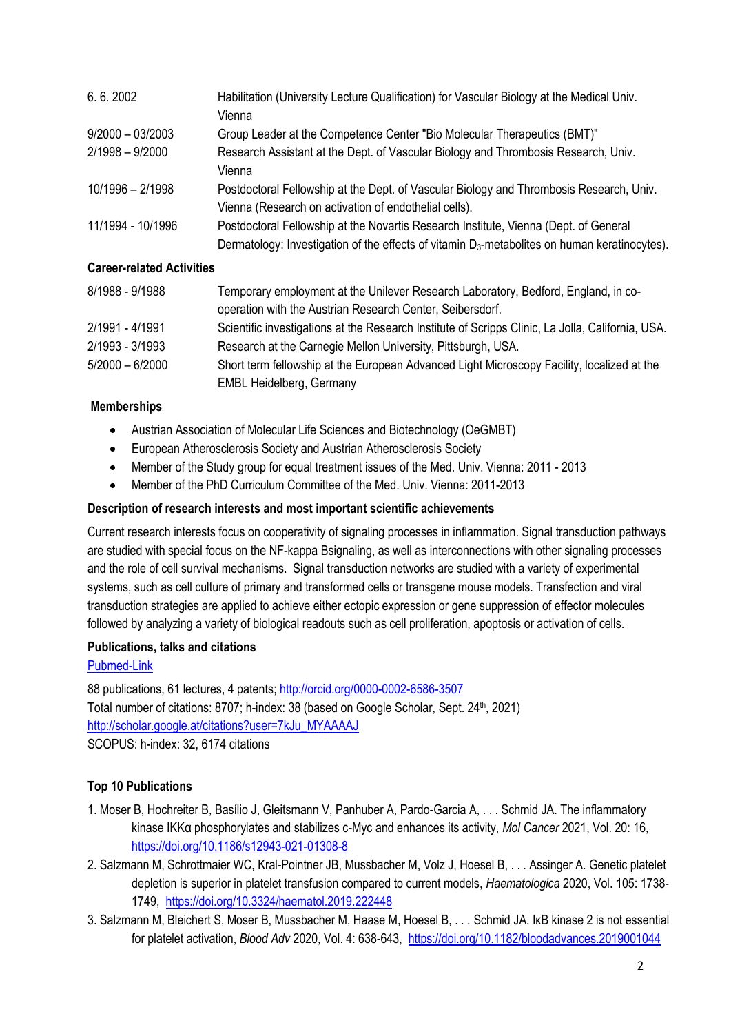| | |
|---|---|
| 6. 6. 2002 | Habilitation (University Lecture Qualification) for Vascular Biology at the Medical Univ. Vienna |
| 9/2000 – 03/2003 | Group Leader at the Competence Center "Bio Molecular Therapeutics (BMT)" |
| 2/1998 – 9/2000 | Research Assistant at the Dept. of Vascular Biology and Thrombosis Research, Univ. Vienna |
| 10/1996 – 2/1998 | Postdoctoral Fellowship at the Dept. of Vascular Biology and Thrombosis Research, Univ. Vienna (Research on activation of endothelial cells). |
| 11/1994 - 10/1996 | Postdoctoral Fellowship at the Novartis Research Institute, Vienna (Dept. of General Dermatology: Investigation of the effects of vitamin $D_3$-metabolites on human keratinocytes). |

**Career-related Activities**

| | |
|---|---|
| 8/1988 - 9/1988 | Temporary employment at the Unilever Research Laboratory, Bedford, England, in co-operation with the Austrian Research Center, Seibersdorf. |
| 2/1991 - 4/1991 | Scientific investigations at the Research Institute of Scripps Clinic, La Jolla, California, USA. |
| 2/1993 - 3/1993 | Research at the Carnegie Mellon University, Pittsburgh, USA. |
| 5/2000 – 6/2000 | Short term fellowship at the European Advanced Light Microscopy Facility, localized at the EMBL Heidelberg, Germany |

**Memberships**

- Austrian Association of Molecular Life Sciences and Biotechnology (OeGMBT)
- European Atherosclerosis Society and Austrian Atherosclerosis Society
- Member of the Study group for equal treatment issues of the Med. Univ. Vienna: 2011 - 2013
- Member of the PhD Curriculum Committee of the Med. Univ. Vienna: 2011-2013

**Description of research interests and most important scientific achievements**

Current research interests focus on cooperativity of signaling processes in inflammation. Signal transduction pathways are studied with special focus on the NF-kappa Bsignaling, as well as interconnections with other signaling processes and the role of cell survival mechanisms. Signal transduction networks are studied with a variety of experimental systems, such as cell culture of primary and transformed cells or transgene mouse models. Transfection and viral transduction strategies are applied to achieve either ectopic expression or gene suppression of effector molecules followed by analyzing a variety of biological readouts such as cell proliferation, apoptosis or activation of cells.

**Publications, talks and citations**

Pubmed-Link

88 publications, 61 lectures, 4 patents; http://orcid.org/0000-0002-6586-3507
Total number of citations: 8707; h-index: 38 (based on Google Scholar, Sept. 24th, 2021)
http://scholar.google.at/citations?user=7kJu_MYAAAAJ
SCOPUS: h-index: 32, 6174 citations

**Top 10 Publications**

1. Moser B, Hochreiter B, Basílio J, Gleitsmann V, Panhuber A, Pardo-Garcia A, . . . Schmid JA. The inflammatory kinase IKKα phosphorylates and stabilizes c-Myc and enhances its activity, *Mol Cancer* 2021, Vol. 20: 16, https://doi.org/10.1186/s12943-021-01308-8
2. Salzmann M, Schrottmaier WC, Kral-Pointner JB, Mussbacher M, Volz J, Hoesel B, . . . Assinger A. Genetic platelet depletion is superior in platelet transfusion compared to current models, *Haematologica* 2020, Vol. 105: 1738-1749, https://doi.org/10.3324/haematol.2019.222448
3. Salzmann M, Bleichert S, Moser B, Mussbacher M, Haase M, Hoesel B, . . . Schmid JA. IκB kinase 2 is not essential for platelet activation, *Blood Adv* 2020, Vol. 4: 638-643, https://doi.org/10.1182/bloodadvances.2019001044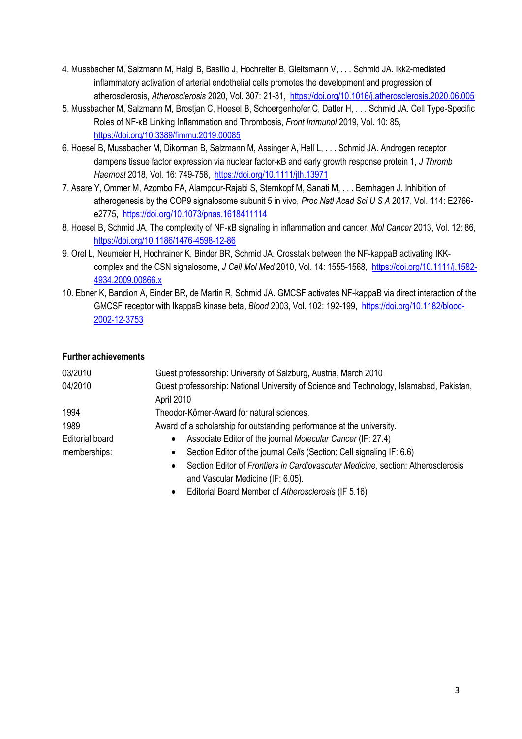4. Mussbacher M, Salzmann M, Haigl B, Basílio J, Hochreiter B, Gleitsmann V, . . . Schmid JA. Ikk2-mediated inflammatory activation of arterial endothelial cells promotes the development and progression of atherosclerosis, *Atherosclerosis* 2020, Vol. 307: 21-31, https://doi.org/10.1016/j.atherosclerosis.2020.06.005
5. Mussbacher M, Salzmann M, Brostjan C, Hoesel B, Schoergenhofer C, Datler H, . . . Schmid JA. Cell Type-Specific Roles of NF-κB Linking Inflammation and Thrombosis, *Front Immunol* 2019, Vol. 10: 85, https://doi.org/10.3389/fimmu.2019.00085
6. Hoesel B, Mussbacher M, Dikorman B, Salzmann M, Assinger A, Hell L, . . . Schmid JA. Androgen receptor dampens tissue factor expression via nuclear factor-κB and early growth response protein 1, *J Thromb Haemost* 2018, Vol. 16: 749-758, https://doi.org/10.1111/jth.13971
7. Asare Y, Ommer M, Azombo FA, Alampour-Rajabi S, Sternkopf M, Sanati M, . . . Bernhagen J. Inhibition of atherogenesis by the COP9 signalosome subunit 5 in vivo, *Proc Natl Acad Sci U S A* 2017, Vol. 114: E2766-e2775, https://doi.org/10.1073/pnas.1618411114
8. Hoesel B, Schmid JA. The complexity of NF-κB signaling in inflammation and cancer, *Mol Cancer* 2013, Vol. 12: 86, https://doi.org/10.1186/1476-4598-12-86
9. Orel L, Neumeier H, Hochrainer K, Binder BR, Schmid JA. Crosstalk between the NF-kappaB activating IKK-complex and the CSN signalosome, *J Cell Mol Med* 2010, Vol. 14: 1555-1568, https://doi.org/10.1111/j.1582-4934.2009.00866.x
10. Ebner K, Bandion A, Binder BR, de Martin R, Schmid JA. GMCSF activates NF-kappaB via direct interaction of the GMCSF receptor with IkappaB kinase beta, *Blood* 2003, Vol. 102: 192-199, https://doi.org/10.1182/blood-2002-12-3753

**Further achievements**

| | |
|---|---|
| 03/2010 | Guest professorship: University of Salzburg, Austria, March 2010 |
| 04/2010 | Guest professorship: National University of Science and Technology, Islamabad, Pakistan, April 2010 |
| 1994 | Theodor-Körner-Award for natural sciences. |
| 1989 | Award of a scholarship for outstanding performance at the university. |
| Editorial board memberships: | • Associate Editor of the journal *Molecular Cancer* (IF: 27.4)<br>• Section Editor of the journal *Cells* (Section: Cell signaling IF: 6.6)<br>• Section Editor of *Frontiers in Cardiovascular Medicine,* section: Atherosclerosis and Vascular Medicine (IF: 6.05).<br>• Editorial Board Member of *Atherosclerosis* (IF 5.16) |